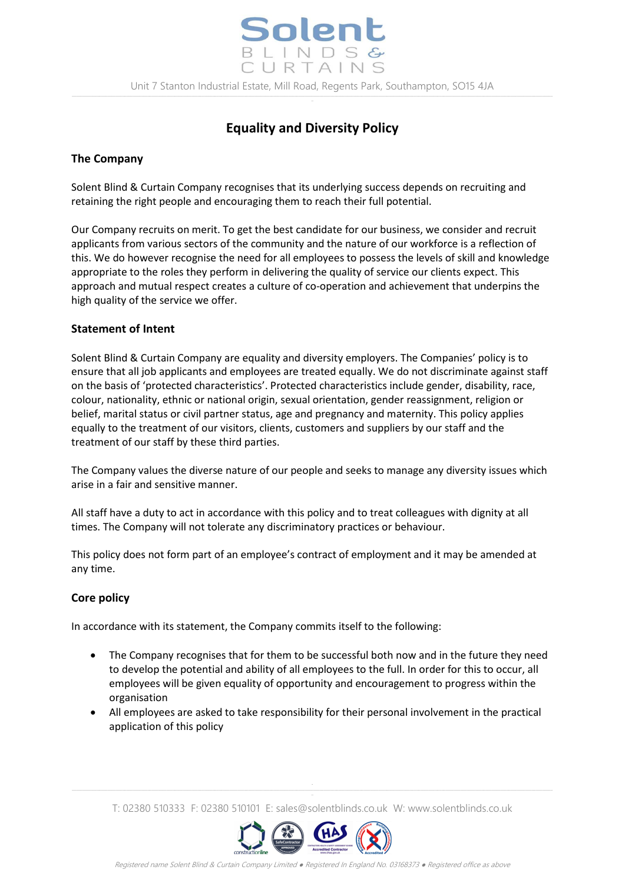# Equality and Diversity Policy

## The Company

Solent Blind & Curtain Company recognises that its underlying success depends on recruiting and retaining the right people and encouraging them to reach their full potential.

Our Company recruits on merit. To get the best candidate for our business, we consider and recruit applicants from various sectors of the community and the nature of our workforce is a reflection of this. We do however recognise the need for all employees to possess the levels of skill and knowledge appropriate to the roles they perform in delivering the quality of service our clients expect. This approach and mutual respect creates a culture of co-operation and achievement that underpins the high quality of the service we offer.

## Statement of Intent

Solent Blind & Curtain Company are equality and diversity employers. The Companies' policy is to ensure that all job applicants and employees are treated equally. We do not discriminate against staff on the basis of 'protected characteristics'. Protected characteristics include gender, disability, race, colour, nationality, ethnic or national origin, sexual orientation, gender reassignment, religion or belief, marital status or civil partner status, age and pregnancy and maternity. This policy applies equally to the treatment of our visitors, clients, customers and suppliers by our staff and the treatment of our staff by these third parties.

The Company values the diverse nature of our people and seeks to manage any diversity issues which arise in a fair and sensitive manner.

All staff have a duty to act in accordance with this policy and to treat colleagues with dignity at all times. The Company will not tolerate any discriminatory practices or behaviour.

This policy does not form part of an employee's contract of employment and it may be amended at any time.

## Core policy

In accordance with its statement, the Company commits itself to the following:

- The Company recognises that for them to be successful both now and in the future they need to develop the potential and ability of all employees to the full. In order for this to occur, all employees will be given equality of opportunity and encouragement to progress within the organisation
- All employees are asked to take responsibility for their personal involvement in the practical application of this policy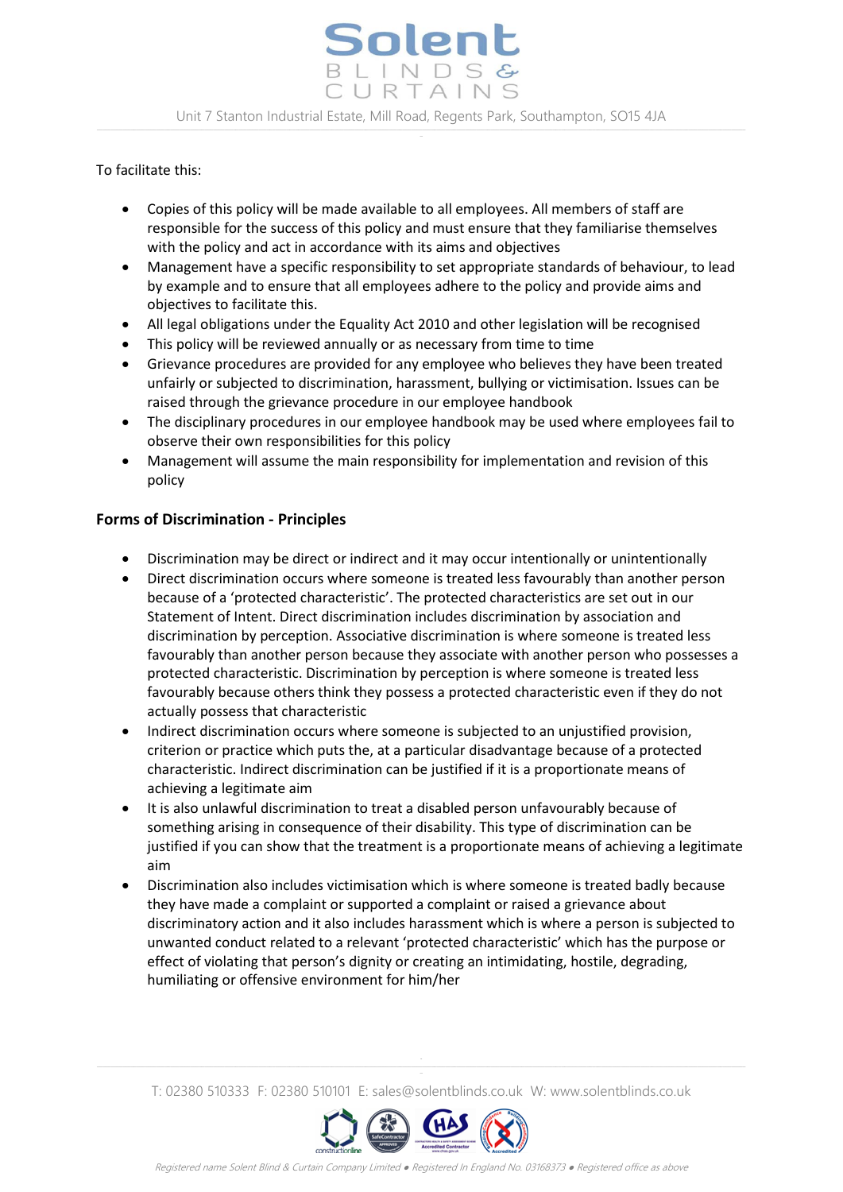To facilitate this:

- Copies of this policy will be made available to all employees. All members of staff are responsible for the success of this policy and must ensure that they familiarise themselves with the policy and act in accordance with its aims and objectives
- Management have a specific responsibility to set appropriate standards of behaviour, to lead by example and to ensure that all employees adhere to the policy and provide aims and objectives to facilitate this.
- All legal obligations under the Equality Act 2010 and other legislation will be recognised
- This policy will be reviewed annually or as necessary from time to time
- Grievance procedures are provided for any employee who believes they have been treated unfairly or subjected to discrimination, harassment, bullying or victimisation. Issues can be raised through the grievance procedure in our employee handbook
- The disciplinary procedures in our employee handbook may be used where employees fail to observe their own responsibilities for this policy
- Management will assume the main responsibility for implementation and revision of this policy

**Forms of Discrimination - Principles**

- Discrimination may be direct or indirect and it may occur intentionally or unintentionally
- Direct discrimination occurs where someone is treated less favourably than another person because of a 'protected characteristic'. The protected characteristics are set out in our Statement of Intent. Direct discrimination includes discrimination by association and discrimination by perception. Associative discrimination is where someone is treated less favourably than another person because they associate with another person who possesses a protected characteristic. Discrimination by perception is where someone is treated less favourably because others think they possess a protected characteristic even if they do not actually possess that characteristic
- Indirect discrimination occurs where someone is subjected to an unjustified provision, criterion or practice which puts the, at a particular disadvantage because of a protected characteristic. Indirect discrimination can be justified if it is a proportionate means of achieving a legitimate aim
- It is also unlawful discrimination to treat a disabled person unfavourably because of something arising in consequence of their disability. This type of discrimination can be justified if you can show that the treatment is a proportionate means of achieving a legitimate aim
- Discrimination also includes victimisation which is where someone is treated badly because they have made a complaint or supported a complaint or raised a grievance about discriminatory action and it also includes harassment which is where a person is subjected to unwanted conduct related to a relevant 'protected characteristic' which has the purpose or effect of violating that person's dignity or creating an intimidating, hostile, degrading, humiliating or offensive environment for him/her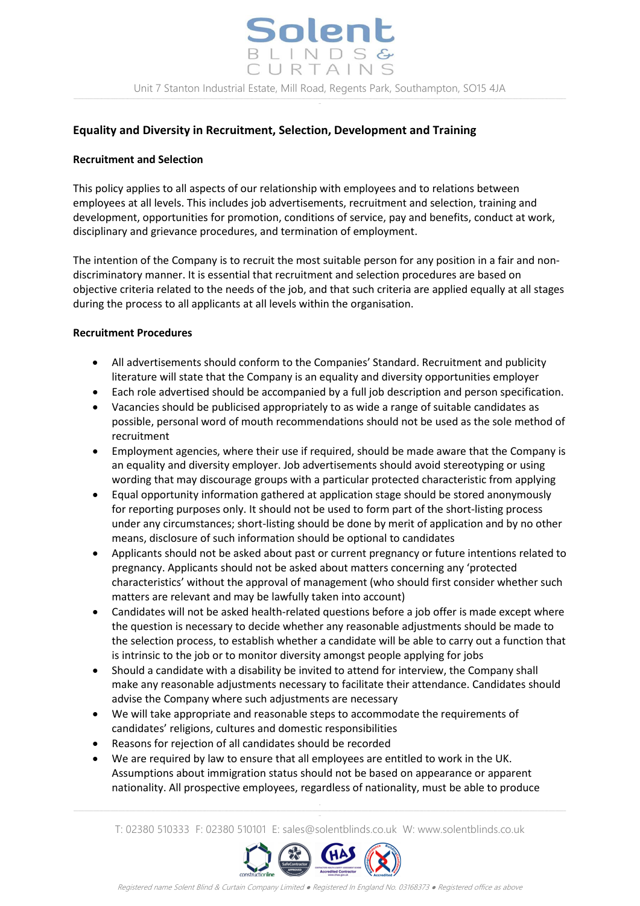## Equality and Diversity in Recruitment, Selection, Development and Training

### Recruitment and Selection

This policy applies to all aspects of our relationship with employees and to relations between employees at all levels. This includes job advertisements, recruitment and selection, training and development, opportunities for promotion, conditions of service, pay and benefits, conduct at work, disciplinary and grievance procedures, and termination of employment.

The intention of the Company is to recruit the most suitable person for any position in a fair and non-discriminatory manner. It is essential that recruitment and selection procedures are based on objective criteria related to the needs of the job, and that such criteria are applied equally at all stages during the process to all applicants at all levels within the organisation.

### Recruitment Procedures

- All advertisements should conform to the Companies' Standard. Recruitment and publicity literature will state that the Company is an equality and diversity opportunities employer
- Each role advertised should be accompanied by a full job description and person specification.
- Vacancies should be publicised appropriately to as wide a range of suitable candidates as possible, personal word of mouth recommendations should not be used as the sole method of recruitment
- Employment agencies, where their use if required, should be made aware that the Company is an equality and diversity employer. Job advertisements should avoid stereotyping or using wording that may discourage groups with a particular protected characteristic from applying
- Equal opportunity information gathered at application stage should be stored anonymously for reporting purposes only. It should not be used to form part of the short-listing process under any circumstances; short-listing should be done by merit of application and by no other means, disclosure of such information should be optional to candidates
- Applicants should not be asked about past or current pregnancy or future intentions related to pregnancy. Applicants should not be asked about matters concerning any 'protected characteristics' without the approval of management (who should first consider whether such matters are relevant and may be lawfully taken into account)
- Candidates will not be asked health-related questions before a job offer is made except where the question is necessary to decide whether any reasonable adjustments should be made to the selection process, to establish whether a candidate will be able to carry out a function that is intrinsic to the job or to monitor diversity amongst people applying for jobs
- Should a candidate with a disability be invited to attend for interview, the Company shall make any reasonable adjustments necessary to facilitate their attendance. Candidates should advise the Company where such adjustments are necessary
- We will take appropriate and reasonable steps to accommodate the requirements of candidates' religions, cultures and domestic responsibilities
- Reasons for rejection of all candidates should be recorded
- We are required by law to ensure that all employees are entitled to work in the UK. Assumptions about immigration status should not be based on appearance or apparent nationality. All prospective employees, regardless of nationality, must be able to produce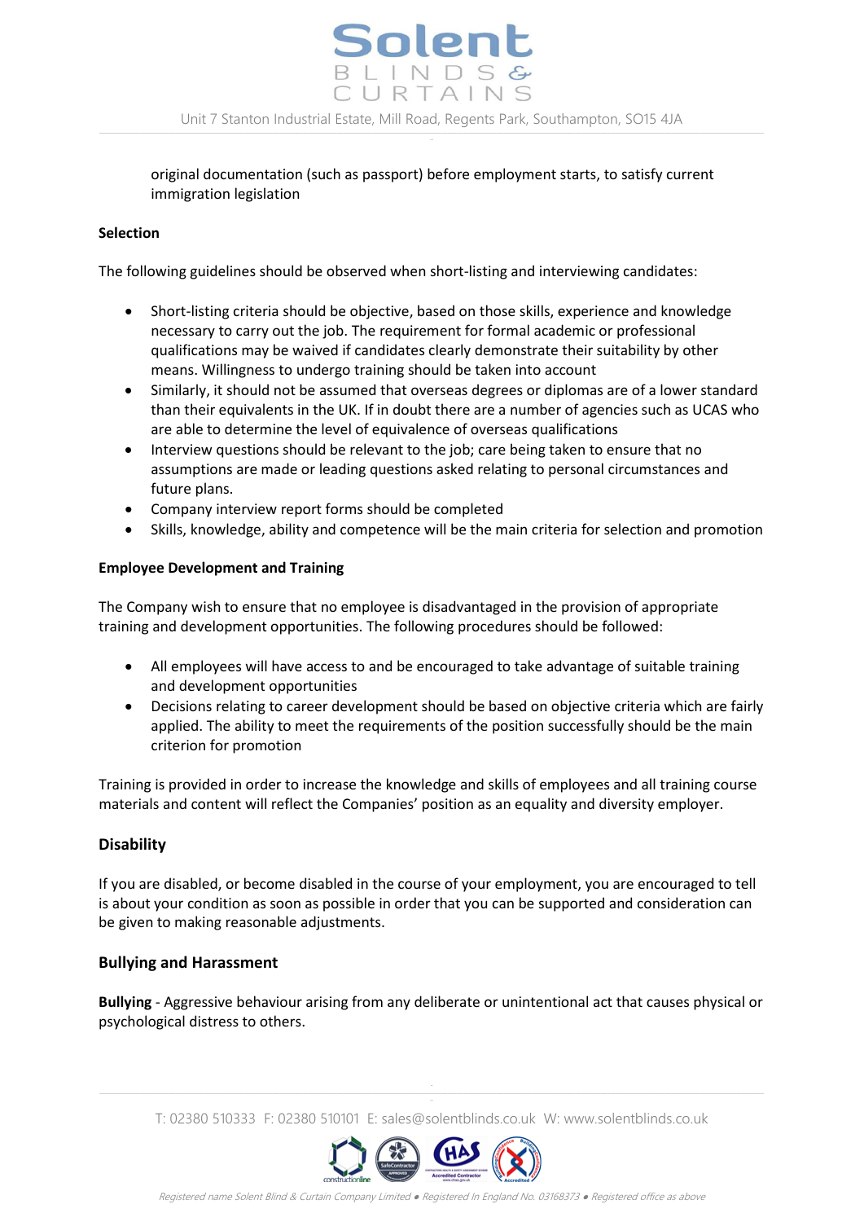original documentation (such as passport) before employment starts, to satisfy current immigration legislation

**Selection**

The following guidelines should be observed when short-listing and interviewing candidates:

- Short-listing criteria should be objective, based on those skills, experience and knowledge necessary to carry out the job. The requirement for formal academic or professional qualifications may be waived if candidates clearly demonstrate their suitability by other means. Willingness to undergo training should be taken into account
- Similarly, it should not be assumed that overseas degrees or diplomas are of a lower standard than their equivalents in the UK. If in doubt there are a number of agencies such as UCAS who are able to determine the level of equivalence of overseas qualifications
- Interview questions should be relevant to the job; care being taken to ensure that no assumptions are made or leading questions asked relating to personal circumstances and future plans.
- Company interview report forms should be completed
- Skills, knowledge, ability and competence will be the main criteria for selection and promotion

**Employee Development and Training**

The Company wish to ensure that no employee is disadvantaged in the provision of appropriate training and development opportunities. The following procedures should be followed:

- All employees will have access to and be encouraged to take advantage of suitable training and development opportunities
- Decisions relating to career development should be based on objective criteria which are fairly applied. The ability to meet the requirements of the position successfully should be the main criterion for promotion

Training is provided in order to increase the knowledge and skills of employees and all training course materials and content will reflect the Companies' position as an equality and diversity employer.

## Disability

If you are disabled, or become disabled in the course of your employment, you are encouraged to tell is about your condition as soon as possible in order that you can be supported and consideration can be given to making reasonable adjustments.

## Bullying and Harassment

**Bullying** - Aggressive behaviour arising from any deliberate or unintentional act that causes physical or psychological distress to others.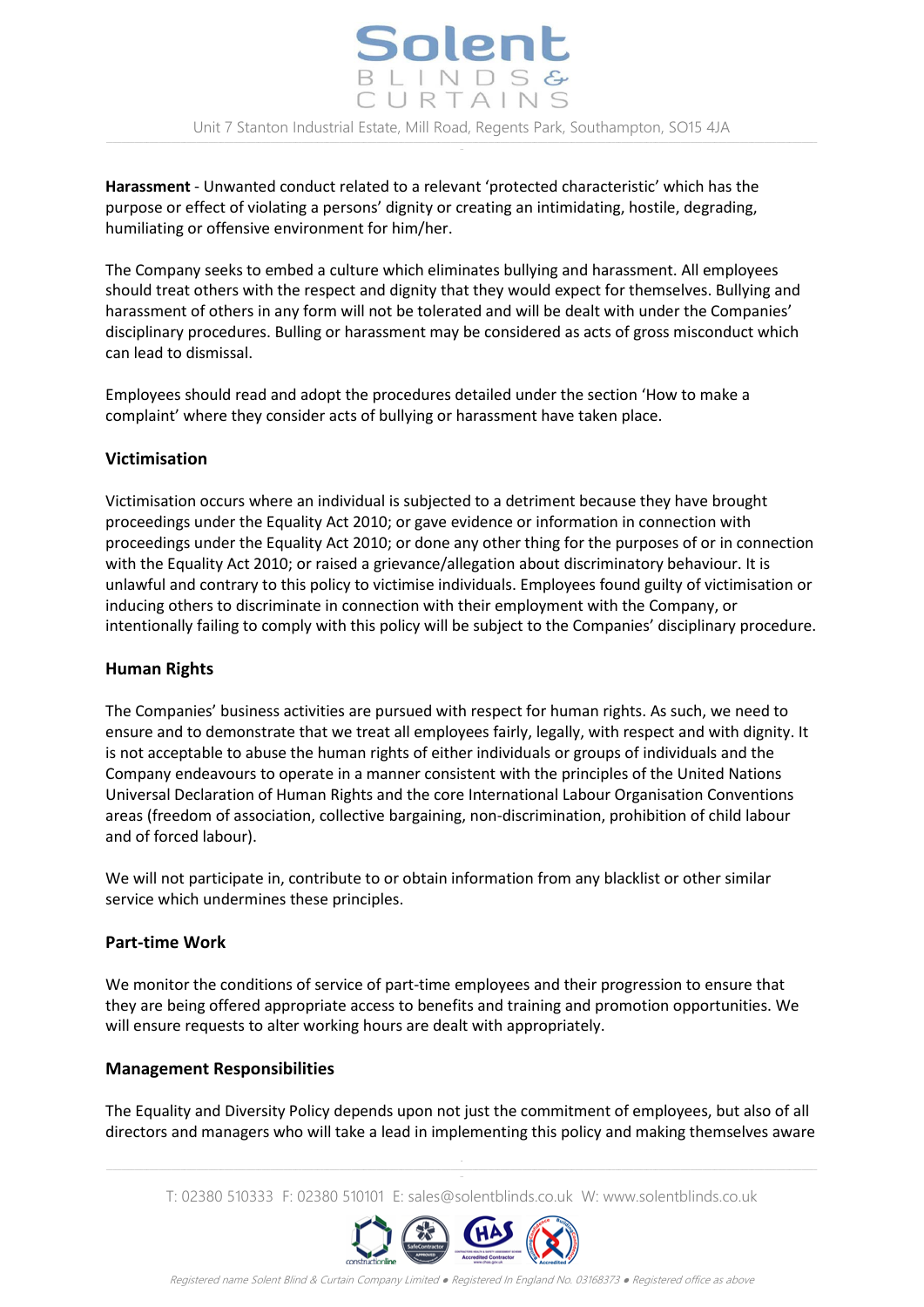**Harassment** - Unwanted conduct related to a relevant 'protected characteristic' which has the purpose or effect of violating a persons' dignity or creating an intimidating, hostile, degrading, humiliating or offensive environment for him/her.

The Company seeks to embed a culture which eliminates bullying and harassment. All employees should treat others with the respect and dignity that they would expect for themselves. Bullying and harassment of others in any form will not be tolerated and will be dealt with under the Companies' disciplinary procedures. Bulling or harassment may be considered as acts of gross misconduct which can lead to dismissal.

Employees should read and adopt the procedures detailed under the section 'How to make a complaint' where they consider acts of bullying or harassment have taken place.

## Victimisation

Victimisation occurs where an individual is subjected to a detriment because they have brought proceedings under the Equality Act 2010; or gave evidence or information in connection with proceedings under the Equality Act 2010; or done any other thing for the purposes of or in connection with the Equality Act 2010; or raised a grievance/allegation about discriminatory behaviour. It is unlawful and contrary to this policy to victimise individuals. Employees found guilty of victimisation or inducing others to discriminate in connection with their employment with the Company, or intentionally failing to comply with this policy will be subject to the Companies' disciplinary procedure.

## Human Rights

The Companies' business activities are pursued with respect for human rights. As such, we need to ensure and to demonstrate that we treat all employees fairly, legally, with respect and with dignity. It is not acceptable to abuse the human rights of either individuals or groups of individuals and the Company endeavours to operate in a manner consistent with the principles of the United Nations Universal Declaration of Human Rights and the core International Labour Organisation Conventions areas (freedom of association, collective bargaining, non-discrimination, prohibition of child labour and of forced labour).

We will not participate in, contribute to or obtain information from any blacklist or other similar service which undermines these principles.

## Part-time Work

We monitor the conditions of service of part-time employees and their progression to ensure that they are being offered appropriate access to benefits and training and promotion opportunities. We will ensure requests to alter working hours are dealt with appropriately.

## Management Responsibilities

The Equality and Diversity Policy depends upon not just the commitment of employees, but also of all directors and managers who will take a lead in implementing this policy and making themselves aware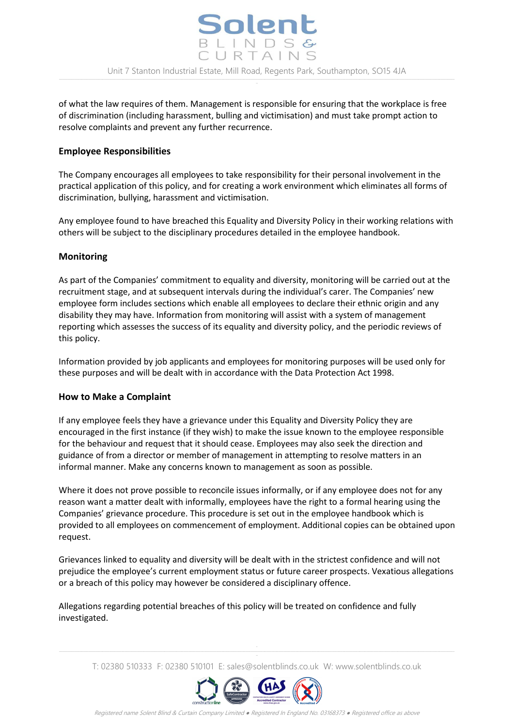of what the law requires of them. Management is responsible for ensuring that the workplace is free of discrimination (including harassment, bulling and victimisation) and must take prompt action to resolve complaints and prevent any further recurrence.

## Employee Responsibilities

The Company encourages all employees to take responsibility for their personal involvement in the practical application of this policy, and for creating a work environment which eliminates all forms of discrimination, bullying, harassment and victimisation.

Any employee found to have breached this Equality and Diversity Policy in their working relations with others will be subject to the disciplinary procedures detailed in the employee handbook.

## Monitoring

As part of the Companies' commitment to equality and diversity, monitoring will be carried out at the recruitment stage, and at subsequent intervals during the individual's carer. The Companies' new employee form includes sections which enable all employees to declare their ethnic origin and any disability they may have. Information from monitoring will assist with a system of management reporting which assesses the success of its equality and diversity policy, and the periodic reviews of this policy.

Information provided by job applicants and employees for monitoring purposes will be used only for these purposes and will be dealt with in accordance with the Data Protection Act 1998.

## How to Make a Complaint

If any employee feels they have a grievance under this Equality and Diversity Policy they are encouraged in the first instance (if they wish) to make the issue known to the employee responsible for the behaviour and request that it should cease. Employees may also seek the direction and guidance of from a director or member of management in attempting to resolve matters in an informal manner. Make any concerns known to management as soon as possible.

Where it does not prove possible to reconcile issues informally, or if any employee does not for any reason want a matter dealt with informally, employees have the right to a formal hearing using the Companies' grievance procedure. This procedure is set out in the employee handbook which is provided to all employees on commencement of employment. Additional copies can be obtained upon request.

Grievances linked to equality and diversity will be dealt with in the strictest confidence and will not prejudice the employee's current employment status or future career prospects. Vexatious allegations or a breach of this policy may however be considered a disciplinary offence.

Allegations regarding potential breaches of this policy will be treated on confidence and fully investigated.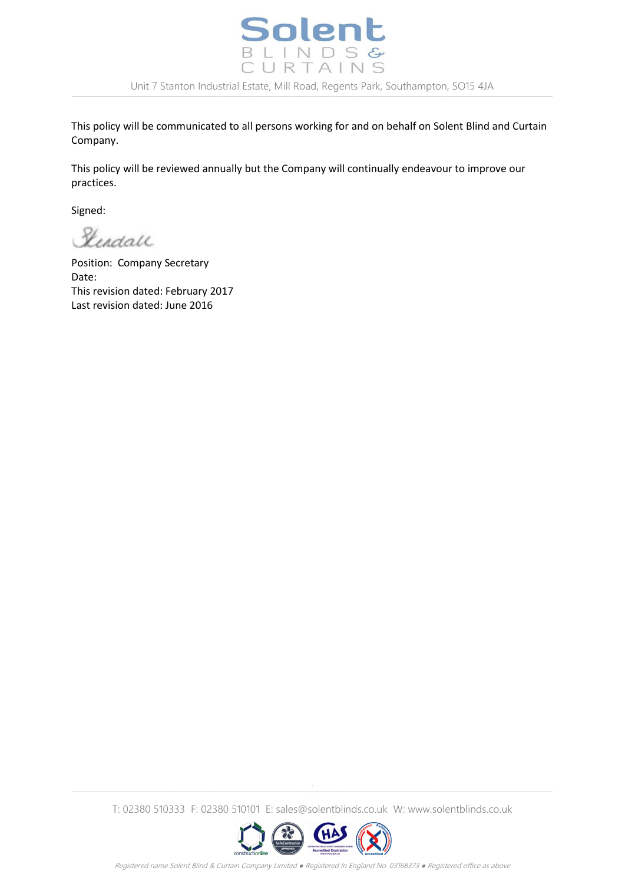This policy will be communicated to all persons working for and on behalf on Solent Blind and Curtain Company.

This policy will be reviewed annually but the Company will continually endeavour to improve our practices.

Signed:

Kendall

Position: Company Secretary
Date:
This revision dated: February 2017
Last revision dated: June 2016